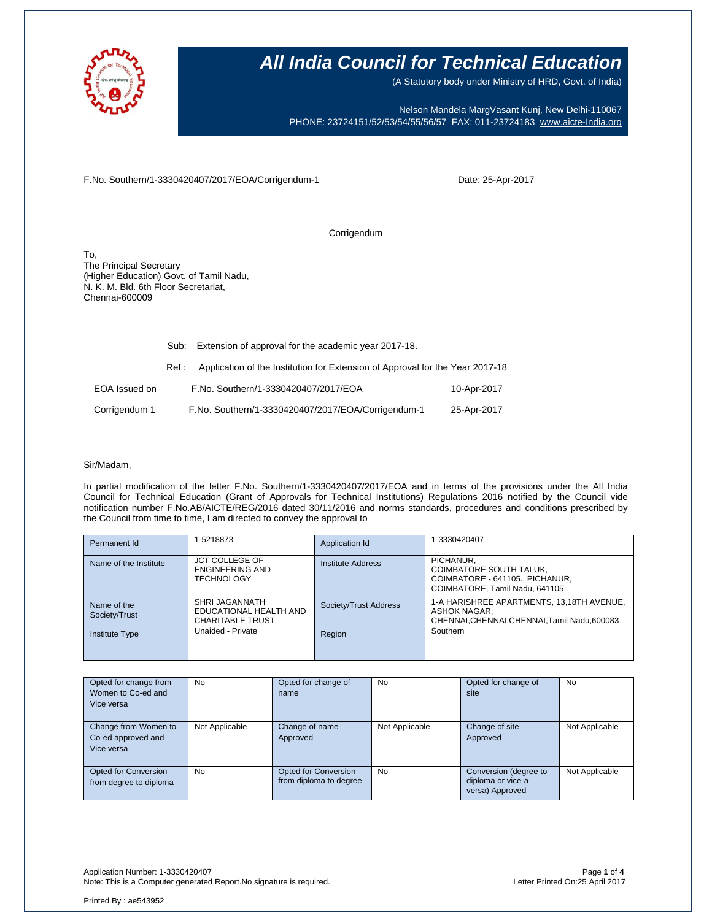# All India Council for Technical Education

(A Statutory body under Ministry of HRD, Govt. of India)

Nelson Mandela MargVasant Kunj, New Delhi-110067
PHONE: 23724151/52/53/54/55/56/57 FAX: 011-23724183 www.aicte-India.org

F.No. Southern/1-3330420407/2017/EOA/Corrigendum-1 Date: 25-Apr-2017

Corrigendum

To,
The Principal Secretary
(Higher Education) Govt. of Tamil Nadu,
N. K. M. Bld. 6th Floor Secretariat,
Chennai-600009

Sub: Extension of approval for the academic year 2017-18.

Ref : Application of the Institution for Extension of Approval for the Year 2017-18

| | | |
|---|---|---|
| EOA Issued on | F.No. Southern/1-3330420407/2017/EOA | 10-Apr-2017 |
| Corrigendum 1 | F.No. Southern/1-3330420407/2017/EOA/Corrigendum-1 | 25-Apr-2017 |

Sir/Madam,

In partial modification of the letter F.No. Southern/1-3330420407/2017/EOA and in terms of the provisions under the All India Council for Technical Education (Grant of Approvals for Technical Institutions) Regulations 2016 notified by the Council vide notification number F.No.AB/AICTE/REG/2016 dated 30/11/2016 and norms standards, procedures and conditions prescribed by the Council from time to time, I am directed to convey the approval to

| | | | |
|---|---|---|---|
| Permanent Id | 1-5218873 | Application Id | 1-3330420407 |
| Name of the Institute | JCT COLLEGE OF ENGINEERING AND TECHNOLOGY | Institute Address | PICHANUR, COIMBATORE SOUTH TALUK, COIMBATORE - 641105., PICHANUR, COIMBATORE, Tamil Nadu, 641105 |
| Name of the Society/Trust | SHRI JAGANNATH EDUCATIONAL HEALTH AND CHARITABLE TRUST | Society/Trust Address | 1-A HARISHREE APARTMENTS, 13,18TH AVENUE, ASHOK NAGAR, CHENNAI,CHENNAI,CHENNAI,Tamil Nadu,600083 |
| Institute Type | Unaided - Private | Region | Southern |

| | | | | | |
|---|---|---|---|---|---|
| Opted for change from Women to Co-ed and Vice versa | No | Opted for change of name | No | Opted for change of site | No |
| Change from Women to Co-ed approved and Vice versa | Not Applicable | Change of name Approved | Not Applicable | Change of site Approved | Not Applicable |
| Opted for Conversion from degree to diploma | No | Opted for Conversion from diploma to degree | No | Conversion (degree to diploma or vice-a-versa) Approved | Not Applicable |

Application Number: 1-3330420407
Note: This is a Computer generated Report.No signature is required.

Letter Printed On:25 April 2017

Printed By : ae543952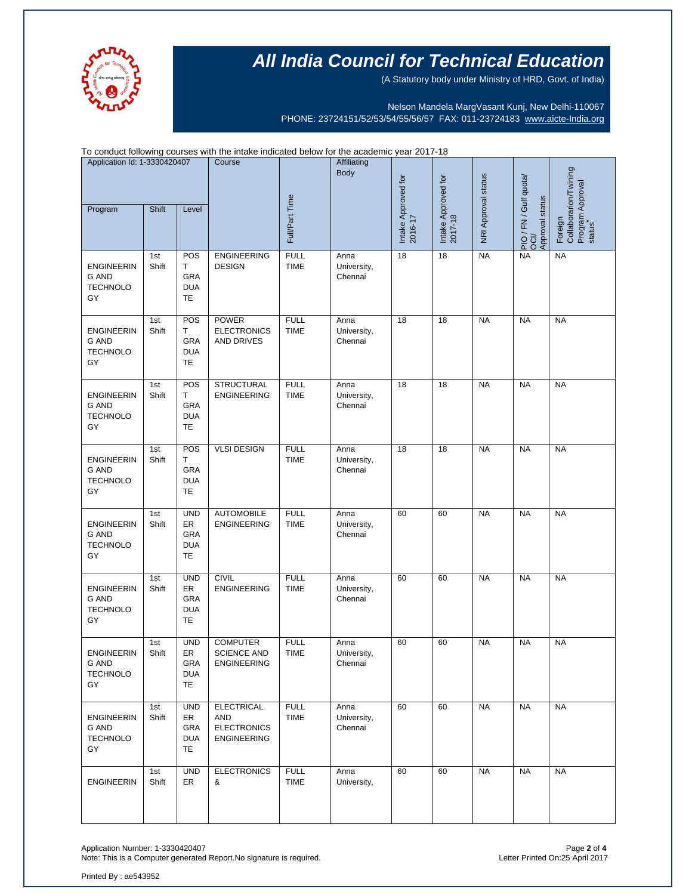# All India Council for Technical Education

(A Statutory body under Ministry of HRD, Govt. of India)

Nelson Mandela MargVasant Kunj, New Delhi-110067
PHONE: 23724151/52/53/54/55/56/57 FAX: 011-23724183 www.aicte-India.org

To conduct following courses with the intake indicated below for the academic year 2017-18

| Application Id: 1-3330420407 | | | Course | Full/Part Time | Affiliating Body | Intake Approved for 2016-17 | Intake Approved for 2017-18 | NRI Approval status | PIO / FN / Gulf quota/ OCI/ Approval status | Foreign Collaboration/Twining Program Approval status* |
|---|---|---|---|---|---|---|---|---|---|---|
| Program | Shift | Level | | | | | | | | |
| ENGINEERING AND TECHNOLOGY | 1st Shift | POST GRADUATE | ENGINEERING DESIGN | FULL TIME | Anna University, Chennai | 18 | 18 | NA | NA | NA |
| ENGINEERING AND TECHNOLOGY | 1st Shift | POST GRADUATE | POWER ELECTRONICS AND DRIVES | FULL TIME | Anna University, Chennai | 18 | 18 | NA | NA | NA |
| ENGINEERING AND TECHNOLOGY | 1st Shift | POST GRADUATE | STRUCTURAL ENGINEERING | FULL TIME | Anna University, Chennai | 18 | 18 | NA | NA | NA |
| ENGINEERING AND TECHNOLOGY | 1st Shift | POST GRADUATE | VLSI DESIGN | FULL TIME | Anna University, Chennai | 18 | 18 | NA | NA | NA |
| ENGINEERING AND TECHNOLOGY | 1st Shift | UNDER GRADUATE | AUTOMOBILE ENGINEERING | FULL TIME | Anna University, Chennai | 60 | 60 | NA | NA | NA |
| ENGINEERING AND TECHNOLOGY | 1st Shift | UNDER GRADUATE | CIVIL ENGINEERING | FULL TIME | Anna University, Chennai | 60 | 60 | NA | NA | NA |
| ENGINEERING AND TECHNOLOGY | 1st Shift | UNDER GRADUATE | COMPUTER SCIENCE AND ENGINEERING | FULL TIME | Anna University, Chennai | 60 | 60 | NA | NA | NA |
| ENGINEERING AND TECHNOLOGY | 1st Shift | UNDER GRADUATE | ELECTRICAL AND ELECTRONICS ENGINEERING | FULL TIME | Anna University, Chennai | 60 | 60 | NA | NA | NA |
| ENGINEERIN | 1st Shift | UNDER | ELECTRONICS & | FULL TIME | Anna University, | 60 | 60 | NA | NA | NA |

Application Number: 1-3330420407
Note: This is a Computer generated Report.No signature is required.

Letter Printed On:25 April 2017

Printed By : ae543952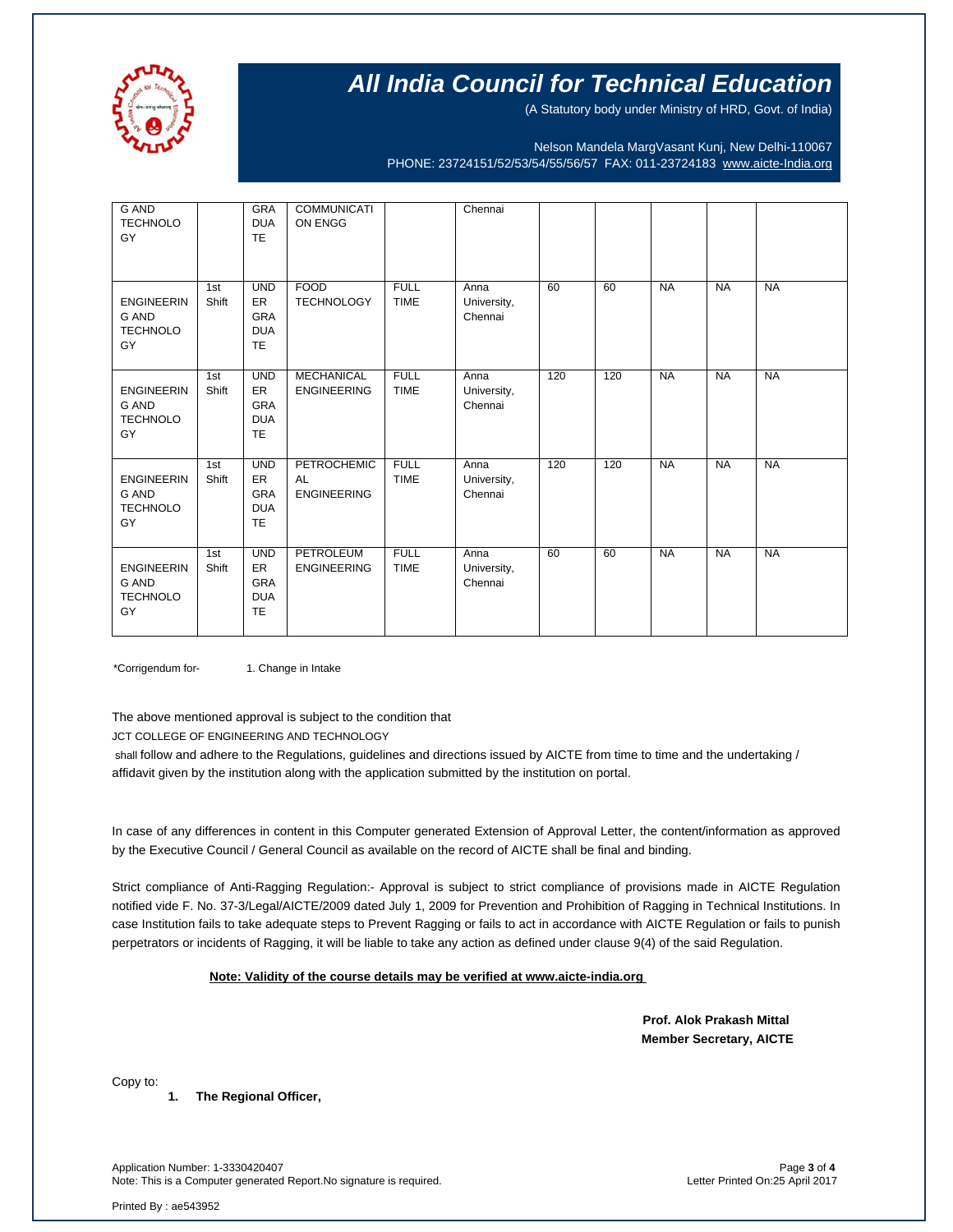| G AND TECHNOLOGY | | GRADUATE | COMMUNICATION ENGG | | Chennai | | | | | |
|---|---|---|---|---|---|---|---|---|---|---|
| ENGINEERING AND TECHNOLOGY | 1st Shift | UNDER GRADUATE | FOOD TECHNOLOGY | FULL TIME | Anna University, Chennai | 60 | 60 | NA | NA | NA |
| ENGINEERING AND TECHNOLOGY | 1st Shift | UNDER GRADUATE | MECHANICAL ENGINEERING | FULL TIME | Anna University, Chennai | 120 | 120 | NA | NA | NA |
| ENGINEERING AND TECHNOLOGY | 1st Shift | UNDER GRADUATE | PETROCHEMICAL ENGINEERING | FULL TIME | Anna University, Chennai | 120 | 120 | NA | NA | NA |
| ENGINEERING AND TECHNOLOGY | 1st Shift | UNDER GRADUATE | PETROLEUM ENGINEERING | FULL TIME | Anna University, Chennai | 60 | 60 | NA | NA | NA |

*Corrigendum for- 1. Change in Intake

The above mentioned approval is subject to the condition that

JCT COLLEGE OF ENGINEERING AND TECHNOLOGY

shall follow and adhere to the Regulations, guidelines and directions issued by AICTE from time to time and the undertaking / affidavit given by the institution along with the application submitted by the institution on portal.

In case of any differences in content in this Computer generated Extension of Approval Letter, the content/information as approved by the Executive Council / General Council as available on the record of AICTE shall be final and binding.

Strict compliance of Anti-Ragging Regulation:- Approval is subject to strict compliance of provisions made in AICTE Regulation notified vide F. No. 37-3/Legal/AICTE/2009 dated July 1, 2009 for Prevention and Prohibition of Ragging in Technical Institutions. In case Institution fails to take adequate steps to Prevent Ragging or fails to act in accordance with AICTE Regulation or fails to punish perpetrators or incidents of Ragging, it will be liable to take any action as defined under clause 9(4) of the said Regulation.

**Note: Validity of the course details may be verified at www.aicte-india.org**

**Prof. Alok Prakash Mittal**
**Member Secretary, AICTE**

Copy to:

1. **The Regional Officer,**

Application Number: 1-3330420407
Note: This is a Computer generated Report.No signature is required.

Letter Printed On:25 April 2017

Printed By : ae543952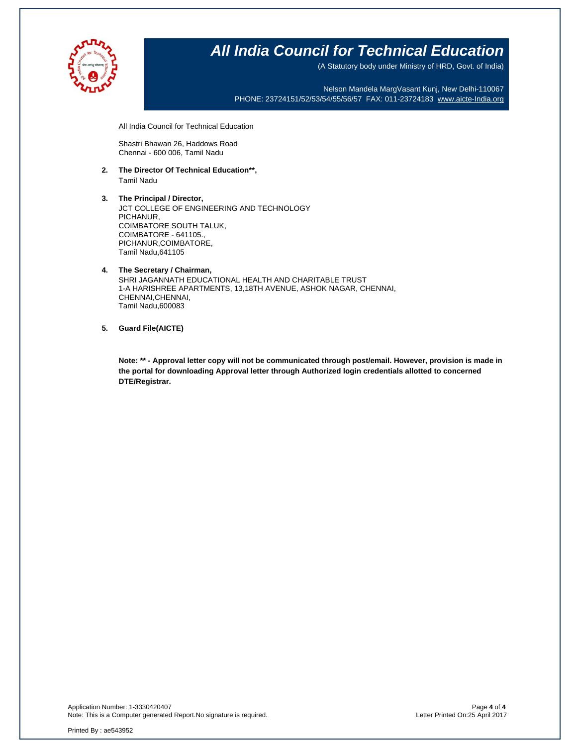# All India Council for Technical Education

(A Statutory body under Ministry of HRD, Govt. of India)

Nelson Mandela MargVasant Kunj, New Delhi-110067
PHONE: 23724151/52/53/54/55/56/57 FAX: 011-23724183 www.aicte-India.org

All India Council for Technical Education

Shastri Bhawan 26, Haddows Road
Chennai - 600 006, Tamil Nadu

2. **The Director Of Technical Education\*\*,**
   Tamil Nadu

3. **The Principal / Director,**
   JCT COLLEGE OF ENGINEERING AND TECHNOLOGY
   PICHANUR,
   COIMBATORE SOUTH TALUK,
   COIMBATORE - 641105.,
   PICHANUR,COIMBATORE,
   Tamil Nadu,641105

4. **The Secretary / Chairman,**
   SHRI JAGANNATH EDUCATIONAL HEALTH AND CHARITABLE TRUST
   1-A HARISHREE APARTMENTS, 13,18TH AVENUE, ASHOK NAGAR, CHENNAI,
   CHENNAI,CHENNAI,
   Tamil Nadu,600083

5. **Guard File(AICTE)**

**Note: \*\* - Approval letter copy will not be communicated through post/email. However, provision is made in the portal for downloading Approval letter through Authorized login credentials allotted to concerned DTE/Registrar.**

Application Number: 1-3330420407
Note: This is a Computer generated Report.No signature is required.

Letter Printed On:25 April 2017

Printed By : ae543952